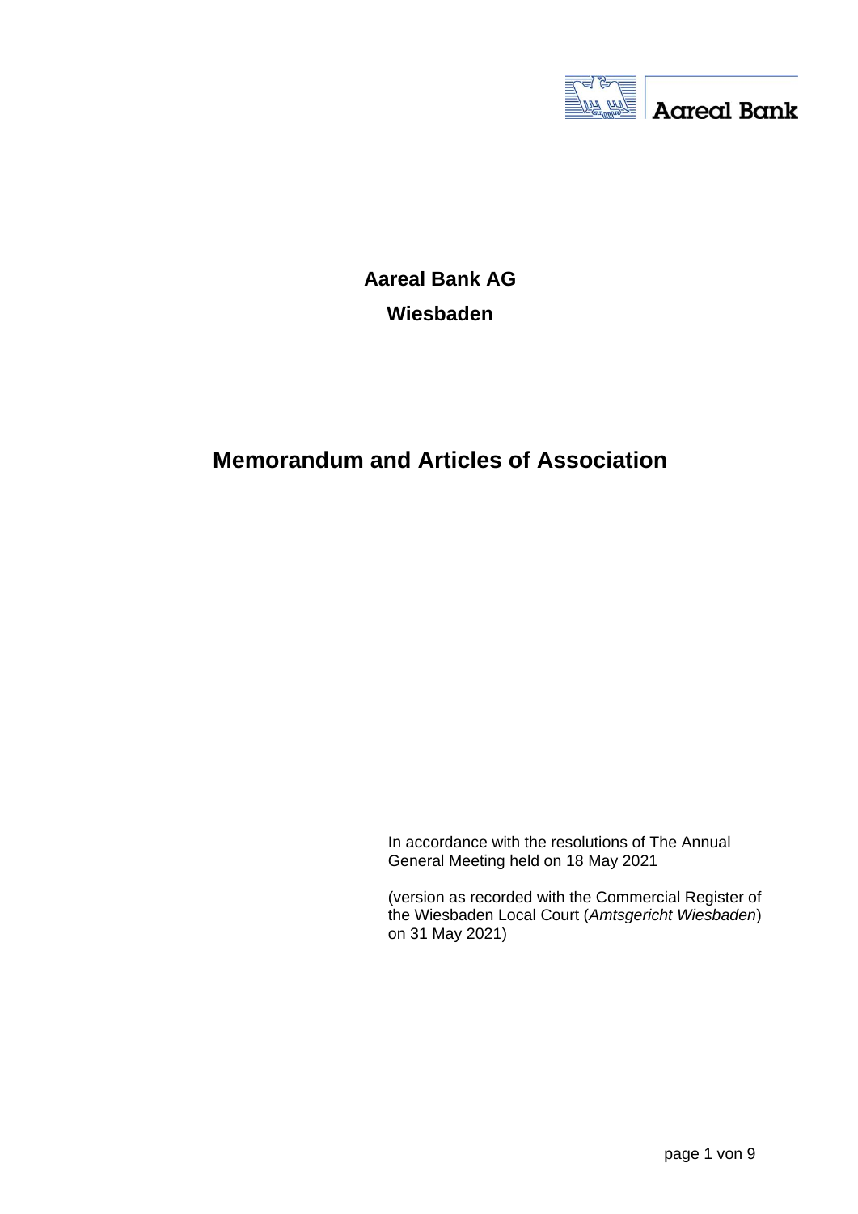**Aareal Bank AG**

**Wiesbaden**

# Memorandum and Articles of Association

In accordance with the resolutions of The Annual General Meeting held on 18 May 2021

(version as recorded with the Commercial Register of the Wiesbaden Local Court (*Amtsgericht Wiesbaden*) on 31 May 2021)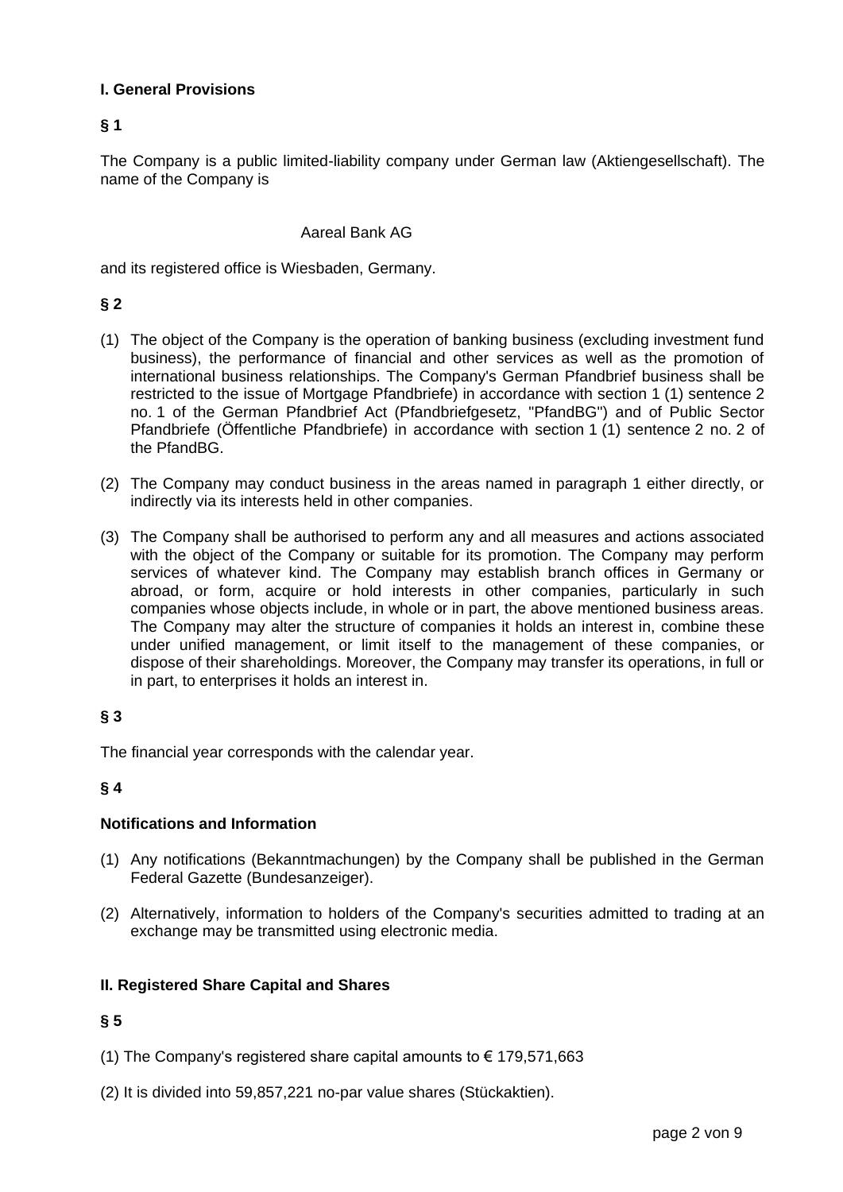## I. General Provisions

**§ 1**

The Company is a public limited-liability company under German law (Aktiengesellschaft). The name of the Company is

Aareal Bank AG

and its registered office is Wiesbaden, Germany.

**§ 2**

(1) The object of the Company is the operation of banking business (excluding investment fund business), the performance of financial and other services as well as the promotion of international business relationships. The Company's German Pfandbrief business shall be restricted to the issue of Mortgage Pfandbriefe) in accordance with section 1 (1) sentence 2 no. 1 of the German Pfandbrief Act (Pfandbriefgesetz, "PfandBG") and of Public Sector Pfandbriefe (Öffentliche Pfandbriefe) in accordance with section 1 (1) sentence 2 no. 2 of the PfandBG.

(2) The Company may conduct business in the areas named in paragraph 1 either directly, or indirectly via its interests held in other companies.

(3) The Company shall be authorised to perform any and all measures and actions associated with the object of the Company or suitable for its promotion. The Company may perform services of whatever kind. The Company may establish branch offices in Germany or abroad, or form, acquire or hold interests in other companies, particularly in such companies whose objects include, in whole or in part, the above mentioned business areas. The Company may alter the structure of companies it holds an interest in, combine these under unified management, or limit itself to the management of these companies, or dispose of their shareholdings. Moreover, the Company may transfer its operations, in full or in part, to enterprises it holds an interest in.

**§ 3**

The financial year corresponds with the calendar year.

**§ 4**

**Notifications and Information**

(1) Any notifications (Bekanntmachungen) by the Company shall be published in the German Federal Gazette (Bundesanzeiger).

(2) Alternatively, information to holders of the Company's securities admitted to trading at an exchange may be transmitted using electronic media.

## II. Registered Share Capital and Shares

**§ 5**

(1) The Company's registered share capital amounts to € 179,571,663

(2) It is divided into 59,857,221 no-par value shares (Stückaktien).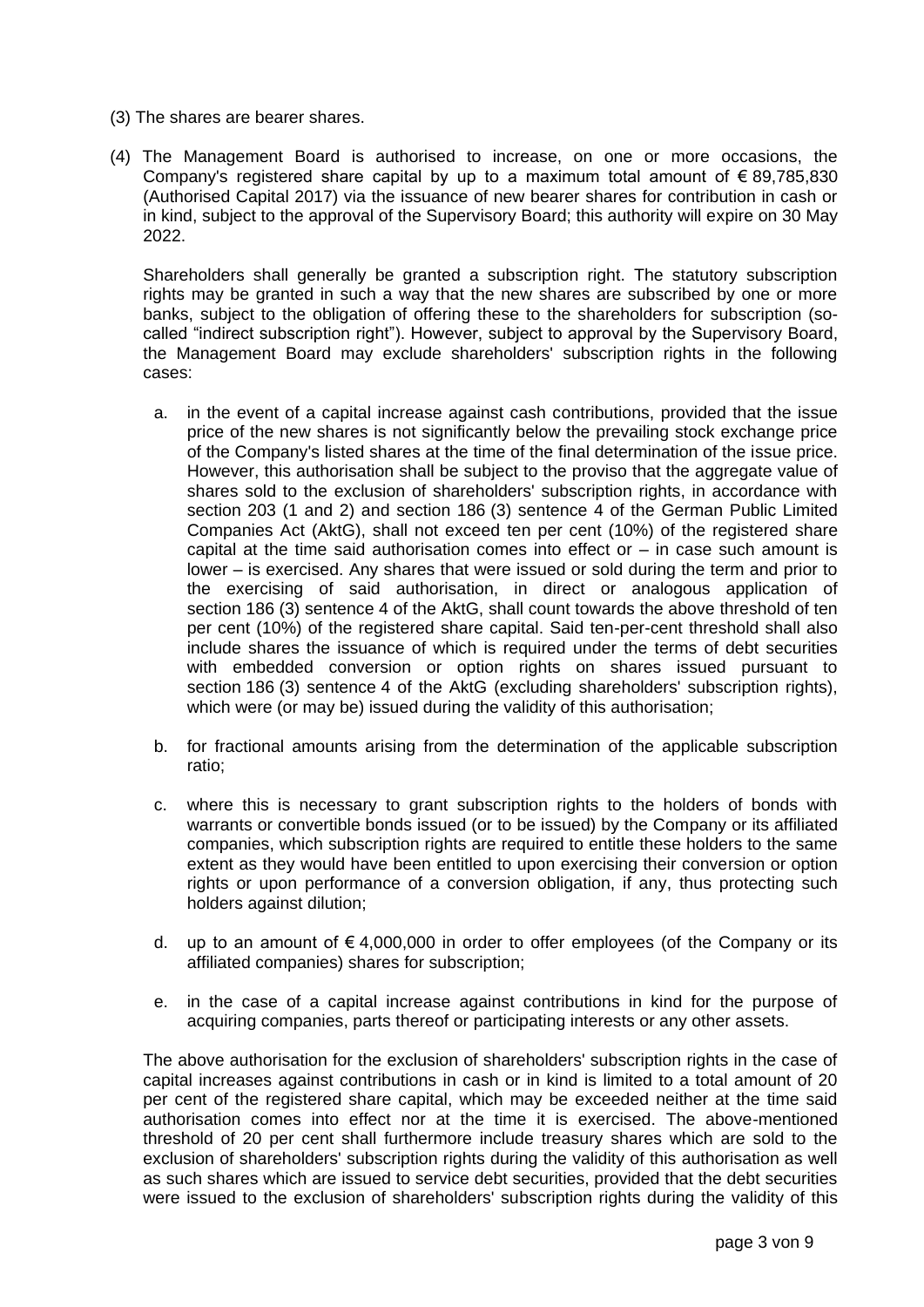(3) The shares are bearer shares.

(4) The Management Board is authorised to increase, on one or more occasions, the Company's registered share capital by up to a maximum total amount of € 89,785,830 (Authorised Capital 2017) via the issuance of new bearer shares for contribution in cash or in kind, subject to the approval of the Supervisory Board; this authority will expire on 30 May 2022.

Shareholders shall generally be granted a subscription right. The statutory subscription rights may be granted in such a way that the new shares are subscribed by one or more banks, subject to the obligation of offering these to the shareholders for subscription (so-called "indirect subscription right"). However, subject to approval by the Supervisory Board, the Management Board may exclude shareholders' subscription rights in the following cases:

a. in the event of a capital increase against cash contributions, provided that the issue price of the new shares is not significantly below the prevailing stock exchange price of the Company's listed shares at the time of the final determination of the issue price. However, this authorisation shall be subject to the proviso that the aggregate value of shares sold to the exclusion of shareholders' subscription rights, in accordance with section 203 (1 and 2) and section 186 (3) sentence 4 of the German Public Limited Companies Act (AktG), shall not exceed ten per cent (10%) of the registered share capital at the time said authorisation comes into effect or – in case such amount is lower – is exercised. Any shares that were issued or sold during the term and prior to the exercising of said authorisation, in direct or analogous application of section 186 (3) sentence 4 of the AktG, shall count towards the above threshold of ten per cent (10%) of the registered share capital. Said ten-per-cent threshold shall also include shares the issuance of which is required under the terms of debt securities with embedded conversion or option rights on shares issued pursuant to section 186 (3) sentence 4 of the AktG (excluding shareholders' subscription rights), which were (or may be) issued during the validity of this authorisation;

b. for fractional amounts arising from the determination of the applicable subscription ratio;

c. where this is necessary to grant subscription rights to the holders of bonds with warrants or convertible bonds issued (or to be issued) by the Company or its affiliated companies, which subscription rights are required to entitle these holders to the same extent as they would have been entitled to upon exercising their conversion or option rights or upon performance of a conversion obligation, if any, thus protecting such holders against dilution;

d. up to an amount of € 4,000,000 in order to offer employees (of the Company or its affiliated companies) shares for subscription;

e. in the case of a capital increase against contributions in kind for the purpose of acquiring companies, parts thereof or participating interests or any other assets.

The above authorisation for the exclusion of shareholders' subscription rights in the case of capital increases against contributions in cash or in kind is limited to a total amount of 20 per cent of the registered share capital, which may be exceeded neither at the time said authorisation comes into effect nor at the time it is exercised. The above-mentioned threshold of 20 per cent shall furthermore include treasury shares which are sold to the exclusion of shareholders' subscription rights during the validity of this authorisation as well as such shares which are issued to service debt securities, provided that the debt securities were issued to the exclusion of shareholders' subscription rights during the validity of this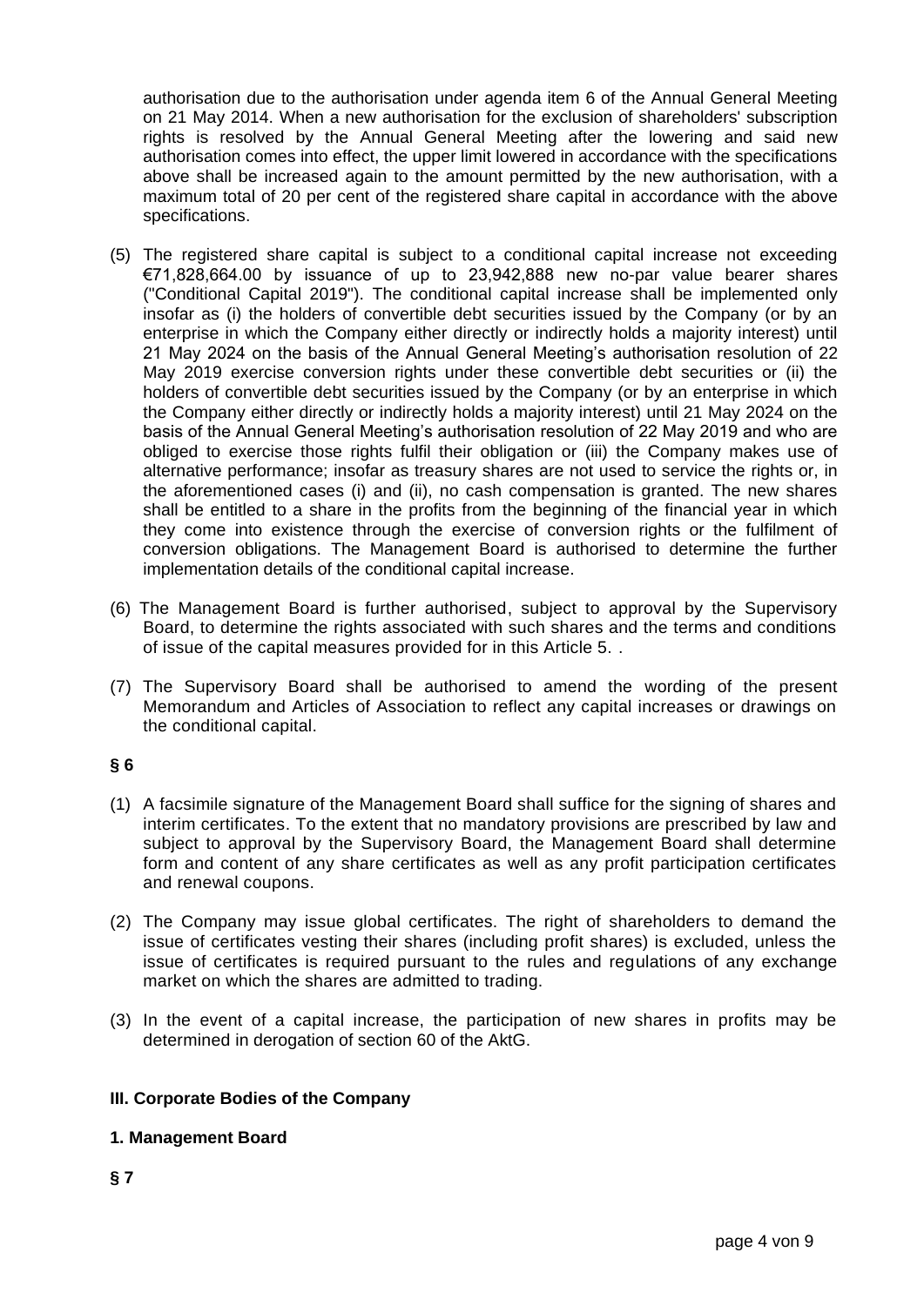authorisation due to the authorisation under agenda item 6 of the Annual General Meeting on 21 May 2014. When a new authorisation for the exclusion of shareholders' subscription rights is resolved by the Annual General Meeting after the lowering and said new authorisation comes into effect, the upper limit lowered in accordance with the specifications above shall be increased again to the amount permitted by the new authorisation, with a maximum total of 20 per cent of the registered share capital in accordance with the above specifications.

(5) The registered share capital is subject to a conditional capital increase not exceeding €71,828,664.00 by issuance of up to 23,942,888 new no-par value bearer shares ("Conditional Capital 2019"). The conditional capital increase shall be implemented only insofar as (i) the holders of convertible debt securities issued by the Company (or by an enterprise in which the Company either directly or indirectly holds a majority interest) until 21 May 2024 on the basis of the Annual General Meeting's authorisation resolution of 22 May 2019 exercise conversion rights under these convertible debt securities or (ii) the holders of convertible debt securities issued by the Company (or by an enterprise in which the Company either directly or indirectly holds a majority interest) until 21 May 2024 on the basis of the Annual General Meeting's authorisation resolution of 22 May 2019 and who are obliged to exercise those rights fulfil their obligation or (iii) the Company makes use of alternative performance; insofar as treasury shares are not used to service the rights or, in the aforementioned cases (i) and (ii), no cash compensation is granted. The new shares shall be entitled to a share in the profits from the beginning of the financial year in which they come into existence through the exercise of conversion rights or the fulfilment of conversion obligations. The Management Board is authorised to determine the further implementation details of the conditional capital increase.

(6) The Management Board is further authorised, subject to approval by the Supervisory Board, to determine the rights associated with such shares and the terms and conditions of issue of the capital measures provided for in this Article 5. .

(7) The Supervisory Board shall be authorised to amend the wording of the present Memorandum and Articles of Association to reflect any capital increases or drawings on the conditional capital.

**§ 6**

(1) A facsimile signature of the Management Board shall suffice for the signing of shares and interim certificates. To the extent that no mandatory provisions are prescribed by law and subject to approval by the Supervisory Board, the Management Board shall determine form and content of any share certificates as well as any profit participation certificates and renewal coupons.

(2) The Company may issue global certificates. The right of shareholders to demand the issue of certificates vesting their shares (including profit shares) is excluded, unless the issue of certificates is required pursuant to the rules and regulations of any exchange market on which the shares are admitted to trading.

(3) In the event of a capital increase, the participation of new shares in profits may be determined in derogation of section 60 of the AktG.

## III. Corporate Bodies of the Company

### 1. Management Board

**§ 7**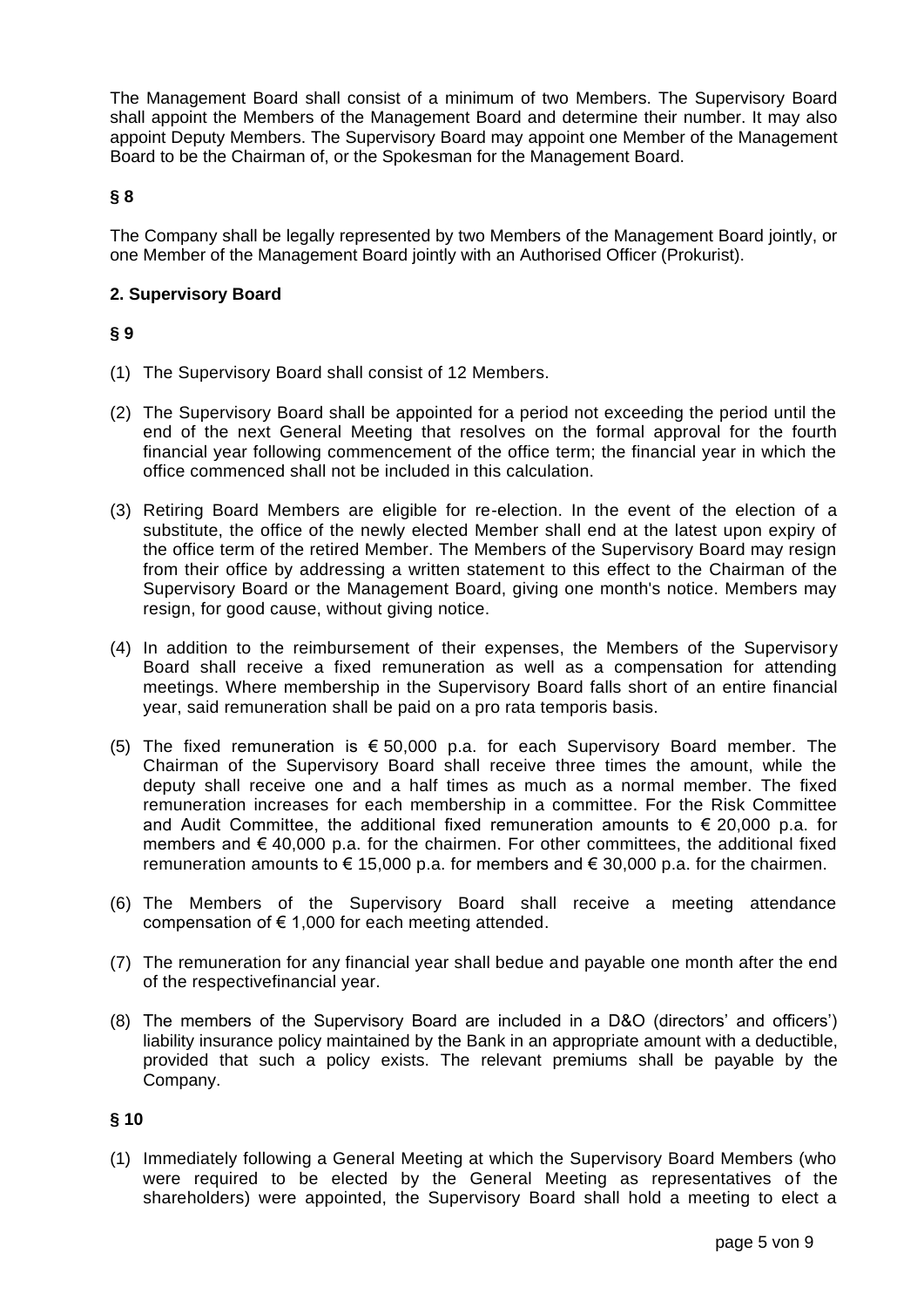The Management Board shall consist of a minimum of two Members. The Supervisory Board shall appoint the Members of the Management Board and determine their number. It may also appoint Deputy Members. The Supervisory Board may appoint one Member of the Management Board to be the Chairman of, or the Spokesman for the Management Board.

**§ 8**

The Company shall be legally represented by two Members of the Management Board jointly, or one Member of the Management Board jointly with an Authorised Officer (Prokurist).

**2. Supervisory Board**

**§ 9**

(1) The Supervisory Board shall consist of 12 Members.

(2) The Supervisory Board shall be appointed for a period not exceeding the period until the end of the next General Meeting that resolves on the formal approval for the fourth financial year following commencement of the office term; the financial year in which the office commenced shall not be included in this calculation.

(3) Retiring Board Members are eligible for re-election. In the event of the election of a substitute, the office of the newly elected Member shall end at the latest upon expiry of the office term of the retired Member. The Members of the Supervisory Board may resign from their office by addressing a written statement to this effect to the Chairman of the Supervisory Board or the Management Board, giving one month's notice. Members may resign, for good cause, without giving notice.

(4) In addition to the reimbursement of their expenses, the Members of the Supervisory Board shall receive a fixed remuneration as well as a compensation for attending meetings. Where membership in the Supervisory Board falls short of an entire financial year, said remuneration shall be paid on a pro rata temporis basis.

(5) The fixed remuneration is € 50,000 p.a. for each Supervisory Board member. The Chairman of the Supervisory Board shall receive three times the amount, while the deputy shall receive one and a half times as much as a normal member. The fixed remuneration increases for each membership in a committee. For the Risk Committee and Audit Committee, the additional fixed remuneration amounts to € 20,000 p.a. for members and € 40,000 p.a. for the chairmen. For other committees, the additional fixed remuneration amounts to € 15,000 p.a. for members and € 30,000 p.a. for the chairmen.

(6) The Members of the Supervisory Board shall receive a meeting attendance compensation of € 1,000 for each meeting attended.

(7) The remuneration for any financial year shall bedue and payable one month after the end of the respectivefinancial year.

(8) The members of the Supervisory Board are included in a D&O (directors' and officers') liability insurance policy maintained by the Bank in an appropriate amount with a deductible, provided that such a policy exists. The relevant premiums shall be payable by the Company.

**§ 10**

(1) Immediately following a General Meeting at which the Supervisory Board Members (who were required to be elected by the General Meeting as representatives of the shareholders) were appointed, the Supervisory Board shall hold a meeting to elect a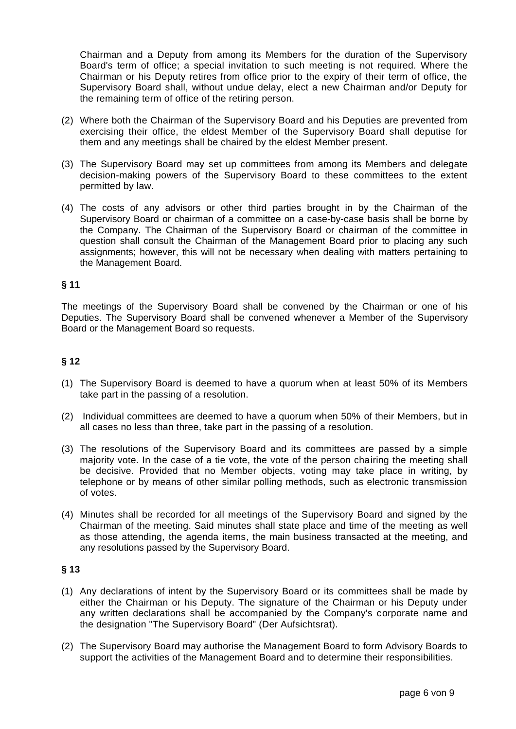Chairman and a Deputy from among its Members for the duration of the Supervisory Board's term of office; a special invitation to such meeting is not required. Where the Chairman or his Deputy retires from office prior to the expiry of their term of office, the Supervisory Board shall, without undue delay, elect a new Chairman and/or Deputy for the remaining term of office of the retiring person.

(2) Where both the Chairman of the Supervisory Board and his Deputies are prevented from exercising their office, the eldest Member of the Supervisory Board shall deputise for them and any meetings shall be chaired by the eldest Member present.

(3) The Supervisory Board may set up committees from among its Members and delegate decision-making powers of the Supervisory Board to these committees to the extent permitted by law.

(4) The costs of any advisors or other third parties brought in by the Chairman of the Supervisory Board or chairman of a committee on a case-by-case basis shall be borne by the Company. The Chairman of the Supervisory Board or chairman of the committee in question shall consult the Chairman of the Management Board prior to placing any such assignments; however, this will not be necessary when dealing with matters pertaining to the Management Board.

### § 11

The meetings of the Supervisory Board shall be convened by the Chairman or one of his Deputies. The Supervisory Board shall be convened whenever a Member of the Supervisory Board or the Management Board so requests.

### § 12

(1) The Supervisory Board is deemed to have a quorum when at least 50% of its Members take part in the passing of a resolution.

(2) Individual committees are deemed to have a quorum when 50% of their Members, but in all cases no less than three, take part in the passing of a resolution.

(3) The resolutions of the Supervisory Board and its committees are passed by a simple majority vote. In the case of a tie vote, the vote of the person chairing the meeting shall be decisive. Provided that no Member objects, voting may take place in writing, by telephone or by means of other similar polling methods, such as electronic transmission of votes.

(4) Minutes shall be recorded for all meetings of the Supervisory Board and signed by the Chairman of the meeting. Said minutes shall state place and time of the meeting as well as those attending, the agenda items, the main business transacted at the meeting, and any resolutions passed by the Supervisory Board.

### § 13

(1) Any declarations of intent by the Supervisory Board or its committees shall be made by either the Chairman or his Deputy. The signature of the Chairman or his Deputy under any written declarations shall be accompanied by the Company's corporate name and the designation "The Supervisory Board" (Der Aufsichtsrat).

(2) The Supervisory Board may authorise the Management Board to form Advisory Boards to support the activities of the Management Board and to determine their responsibilities.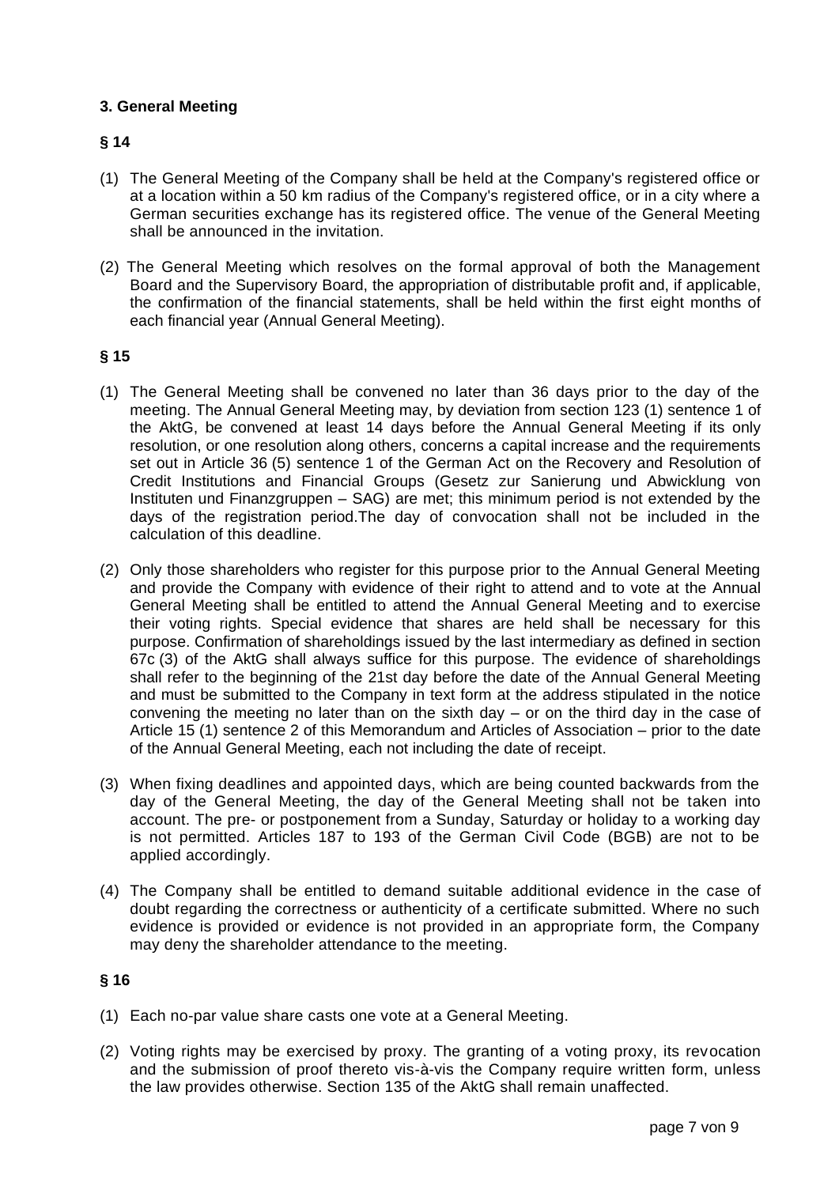### 3. General Meeting

#### § 14

(1) The General Meeting of the Company shall be held at the Company's registered office or at a location within a 50 km radius of the Company's registered office, or in a city where a German securities exchange has its registered office. The venue of the General Meeting shall be announced in the invitation.

(2) The General Meeting which resolves on the formal approval of both the Management Board and the Supervisory Board, the appropriation of distributable profit and, if applicable, the confirmation of the financial statements, shall be held within the first eight months of each financial year (Annual General Meeting).

#### § 15

(1) The General Meeting shall be convened no later than 36 days prior to the day of the meeting. The Annual General Meeting may, by deviation from section 123 (1) sentence 1 of the AktG, be convened at least 14 days before the Annual General Meeting if its only resolution, or one resolution along others, concerns a capital increase and the requirements set out in Article 36 (5) sentence 1 of the German Act on the Recovery and Resolution of Credit Institutions and Financial Groups (Gesetz zur Sanierung und Abwicklung von Instituten und Finanzgruppen – SAG) are met; this minimum period is not extended by the days of the registration period.The day of convocation shall not be included in the calculation of this deadline.

(2) Only those shareholders who register for this purpose prior to the Annual General Meeting and provide the Company with evidence of their right to attend and to vote at the Annual General Meeting shall be entitled to attend the Annual General Meeting and to exercise their voting rights. Special evidence that shares are held shall be necessary for this purpose. Confirmation of shareholdings issued by the last intermediary as defined in section 67c (3) of the AktG shall always suffice for this purpose. The evidence of shareholdings shall refer to the beginning of the 21st day before the date of the Annual General Meeting and must be submitted to the Company in text form at the address stipulated in the notice convening the meeting no later than on the sixth day – or on the third day in the case of Article 15 (1) sentence 2 of this Memorandum and Articles of Association – prior to the date of the Annual General Meeting, each not including the date of receipt.

(3) When fixing deadlines and appointed days, which are being counted backwards from the day of the General Meeting, the day of the General Meeting shall not be taken into account. The pre- or postponement from a Sunday, Saturday or holiday to a working day is not permitted. Articles 187 to 193 of the German Civil Code (BGB) are not to be applied accordingly.

(4) The Company shall be entitled to demand suitable additional evidence in the case of doubt regarding the correctness or authenticity of a certificate submitted. Where no such evidence is provided or evidence is not provided in an appropriate form, the Company may deny the shareholder attendance to the meeting.

#### § 16

(1) Each no-par value share casts one vote at a General Meeting.

(2) Voting rights may be exercised by proxy. The granting of a voting proxy, its revocation and the submission of proof thereto vis-à-vis the Company require written form, unless the law provides otherwise. Section 135 of the AktG shall remain unaffected.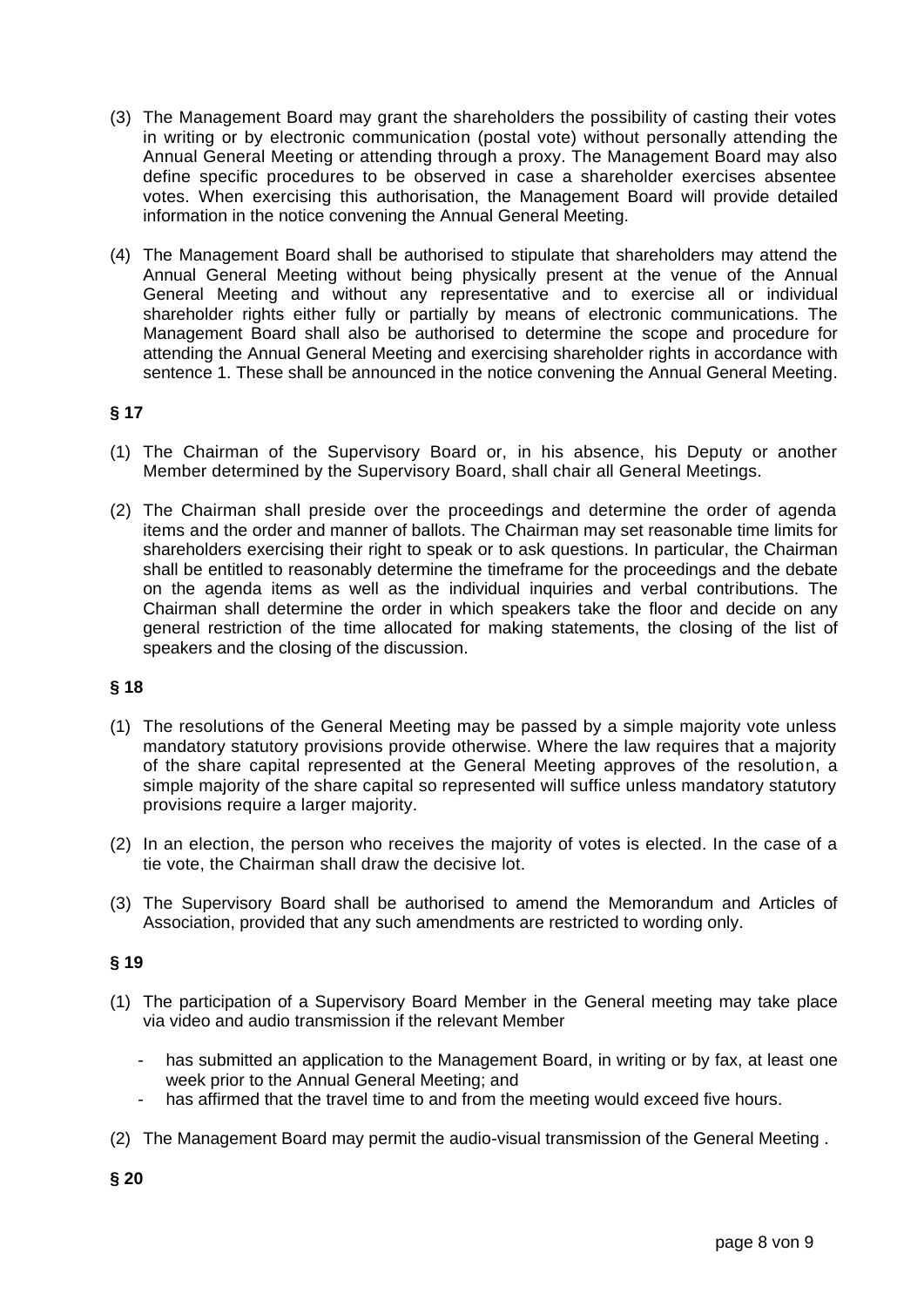(3) The Management Board may grant the shareholders the possibility of casting their votes in writing or by electronic communication (postal vote) without personally attending the Annual General Meeting or attending through a proxy. The Management Board may also define specific procedures to be observed in case a shareholder exercises absentee votes. When exercising this authorisation, the Management Board will provide detailed information in the notice convening the Annual General Meeting.

(4) The Management Board shall be authorised to stipulate that shareholders may attend the Annual General Meeting without being physically present at the venue of the Annual General Meeting and without any representative and to exercise all or individual shareholder rights either fully or partially by means of electronic communications. The Management Board shall also be authorised to determine the scope and procedure for attending the Annual General Meeting and exercising shareholder rights in accordance with sentence 1. These shall be announced in the notice convening the Annual General Meeting.

**§ 17**

(1) The Chairman of the Supervisory Board or, in his absence, his Deputy or another Member determined by the Supervisory Board, shall chair all General Meetings.

(2) The Chairman shall preside over the proceedings and determine the order of agenda items and the order and manner of ballots. The Chairman may set reasonable time limits for shareholders exercising their right to speak or to ask questions. In particular, the Chairman shall be entitled to reasonably determine the timeframe for the proceedings and the debate on the agenda items as well as the individual inquiries and verbal contributions. The Chairman shall determine the order in which speakers take the floor and decide on any general restriction of the time allocated for making statements, the closing of the list of speakers and the closing of the discussion.

**§ 18**

(1) The resolutions of the General Meeting may be passed by a simple majority vote unless mandatory statutory provisions provide otherwise. Where the law requires that a majority of the share capital represented at the General Meeting approves of the resolution, a simple majority of the share capital so represented will suffice unless mandatory statutory provisions require a larger majority.

(2) In an election, the person who receives the majority of votes is elected. In the case of a tie vote, the Chairman shall draw the decisive lot.

(3) The Supervisory Board shall be authorised to amend the Memorandum and Articles of Association, provided that any such amendments are restricted to wording only.

**§ 19**

(1) The participation of a Supervisory Board Member in the General meeting may take place via video and audio transmission if the relevant Member

- has submitted an application to the Management Board, in writing or by fax, at least one week prior to the Annual General Meeting; and
- has affirmed that the travel time to and from the meeting would exceed five hours.

(2) The Management Board may permit the audio-visual transmission of the General Meeting .

**§ 20**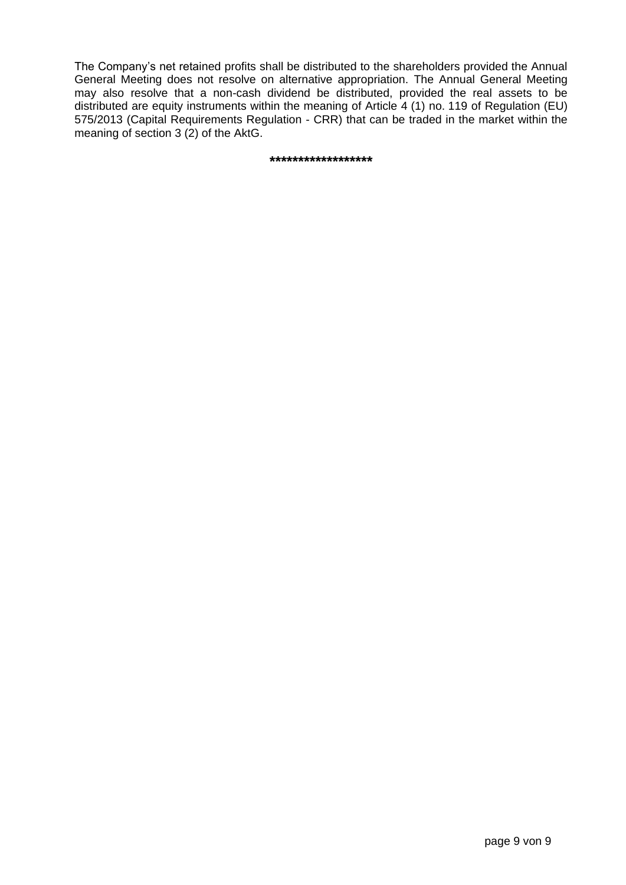The Company’s net retained profits shall be distributed to the shareholders provided the Annual General Meeting does not resolve on alternative appropriation. The Annual General Meeting may also resolve that a non-cash dividend be distributed, provided the real assets to be distributed are equity instruments within the meaning of Article 4 (1) no. 119 of Regulation (EU) 575/2013 (Capital Requirements Regulation - CRR) that can be traded in the market within the meaning of section 3 (2) of the AktG.

******************